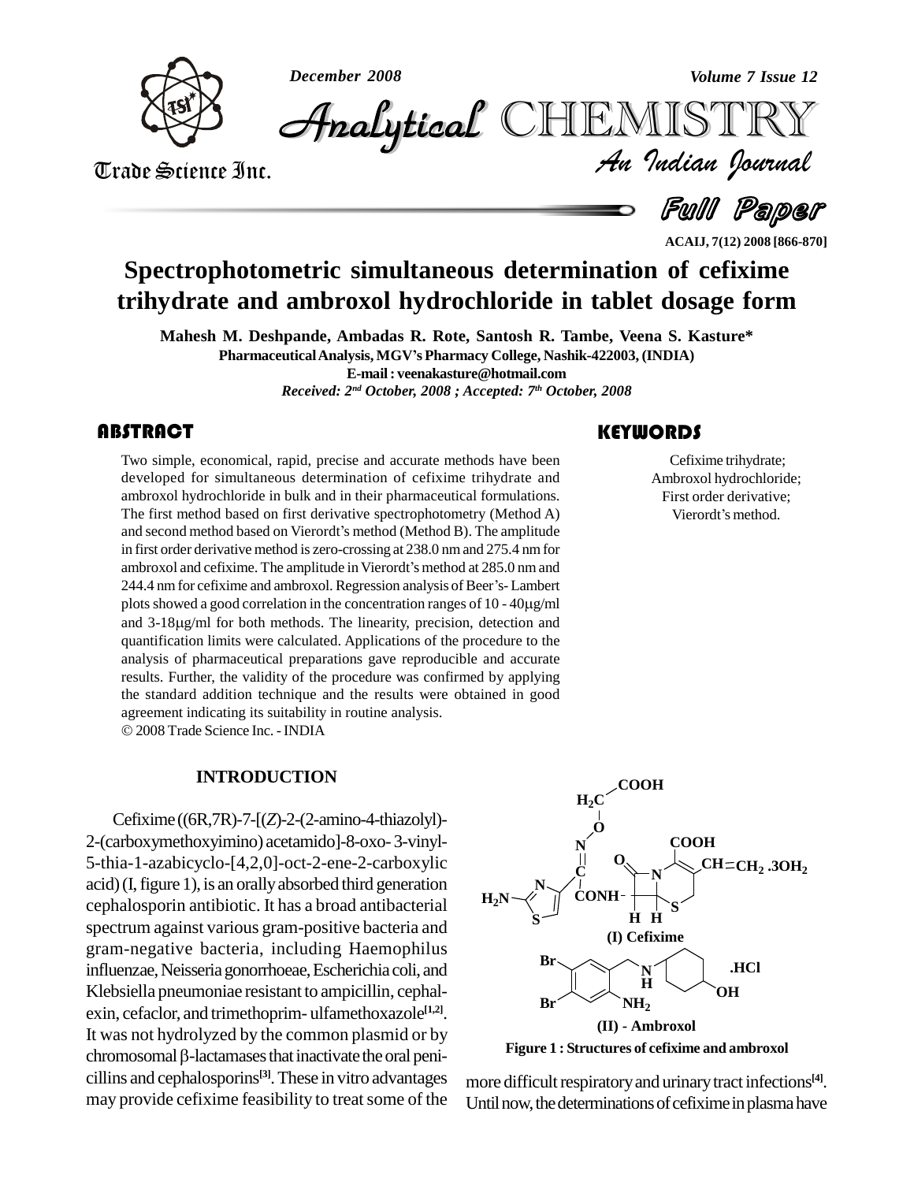# Spectrophotometric simultaneous determination of cefixime trihydrate and ambroxol hydrochloride in tablet dosage form

**Mahesh M. Deshpande, Ambadas R. Rote, Santosh R. Tambe, Veena S. Kasture***

Pharmaceutical Analysis, MGV's Pharmacy College, Nashik-422003, (INDIA)

E-mail : veenakasture@hotmail.com

*Received: 2nd October, 2008 ; Accepted: 7th October, 2008*

## ABSTRACT

Two simple, economical, rapid, precise and accurate methods have been developed for simultaneous determination of cefixime trihydrate and ambroxol hydrochloride in bulk and in their pharmaceutical formulations. The first method based on first derivative spectrophotometry (Method A) and second method based on Vierordt's method (Method B). The amplitude in first order derivative method is zero-crossing at 238.0 nm and 275.4 nm for ambroxol and cefixime. The amplitude in Vierordt's method at 285.0 nm and 244.4 nm for cefixime and ambroxol. Regression analysis of Beer's- Lambert plots showed a good correlation in the concentration ranges of 10 - 40μg/ml and 3-18μg/ml for both methods. The linearity, precision, detection and quantification limits were calculated. Applications of the procedure to the analysis of pharmaceutical preparations gave reproducible and accurate results. Further, the validity of the procedure was confirmed by applying the standard addition technique and the results were obtained in good agreement indicating its suitability in routine analysis.

© 2008 Trade Science Inc. - INDIA

## KEYWORDS

Cefixime trihydrate;
Ambroxol hydrochloride;
First order derivative;
Vierordt's method.

## INTRODUCTION

Cefixime ((6R,7R)-7-[(*Z*)-2-(2-amino-4-thiazolyl)-2-(carboxymethoxyimino) acetamido]-8-oxo- 3-vinyl-5-thia-1-azabicyclo-[4,2,0]-oct-2-ene-2-carboxylic acid) (I, figure 1), is an orally absorbed third generation cephalosporin antibiotic. It has a broad antibacterial spectrum against various gram-positive bacteria and gram-negative bacteria, including Haemophilus influenzae, Neisseria gonorrhoeae, Escherichia coli, and Klebsiella pneumoniae resistant to ampicillin, cephalexin, cefaclor, and trimethoprim- ulfamethoxazole[1,2]. It was not hydrolyzed by the common plasmid or by chromosomal β-lactamases that inactivate the oral penicillins and cephalosporins[3]. These in vitro advantages may provide cefixime feasibility to treat some of the more difficult respiratory and urinary tract infections[4]. Until now, the determinations of cefixime in plasma have

(I) Cefixime

(II) - Ambroxol

Figure 1 : Structures of cefixime and ambroxol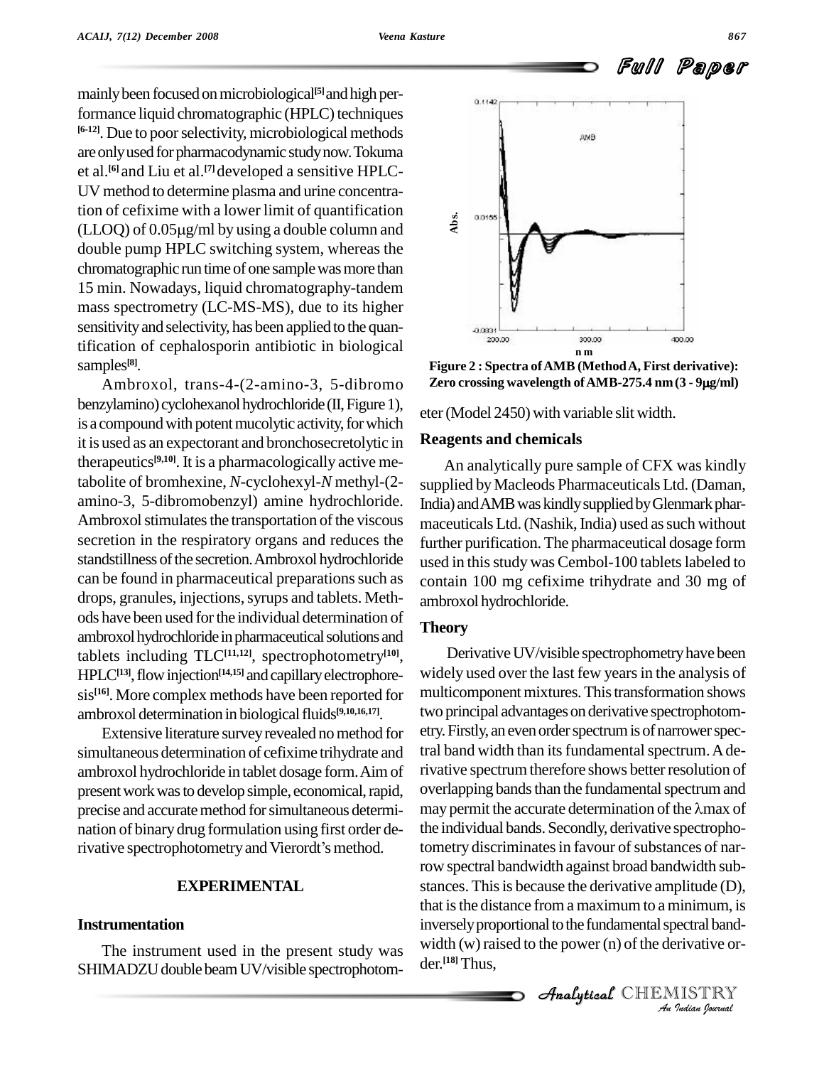mainly been focused on microbiological[5] and high performance liquid chromatographic (HPLC) techniques [6-12]. Due to poor selectivity, microbiological methods are only used for pharmacodynamic study now. Tokuma et al.[6] and Liu et al.[7] developed a sensitive HPLC-UV method to determine plasma and urine concentration of cefixime with a lower limit of quantification (LLOQ) of 0.05μg/ml by using a double column and double pump HPLC switching system, whereas the chromatographic run time of one sample was more than 15 min. Nowadays, liquid chromatography-tandem mass spectrometry (LC-MS-MS), due to its higher sensitivity and selectivity, has been applied to the quantification of cephalosporin antibiotic in biological samples[8].

Ambroxol, trans-4-(2-amino-3, 5-dibromo benzylamino) cyclohexanol hydrochloride (II, Figure 1), is a compound with potent mucolytic activity, for which it is used as an expectorant and bronchosecretolytic in therapeutics[9,10]. It is a pharmacologically active metabolite of bromhexine, *N*-cyclohexyl-*N* methyl-(2-amino-3, 5-dibromobenzyl) amine hydrochloride. Ambroxol stimulates the transportation of the viscous secretion in the respiratory organs and reduces the standstillness of the secretion. Ambroxol hydrochloride can be found in pharmaceutical preparations such as drops, granules, injections, syrups and tablets. Methods have been used for the individual determination of ambroxol hydrochloride in pharmaceutical solutions and tablets including TLC[11,12], spectrophotometry[10], HPLC[13], flow injection[14,15] and capillary electrophoresis[16]. More complex methods have been reported for ambroxol determination in biological fluids[9,10,16,17].

Extensive literature survey revealed no method for simultaneous determination of cefixime trihydrate and ambroxol hydrochloride in tablet dosage form. Aim of present work was to develop simple, economical, rapid, precise and accurate method for simultaneous determination of binary drug formulation using first order derivative spectrophotometry and Vierordt's method.

## EXPERIMENTAL

### Instrumentation

The instrument used in the present study was SHIMADZU double beam UV/visible spectrophotometer (Model 2450) with variable slit width.

**Figure 2 : Spectra of AMB (Method A, First derivative): Zero crossing wavelength of AMB-275.4 nm (3 - 9μg/ml)**

### Reagents and chemicals

An analytically pure sample of CFX was kindly supplied by Macleods Pharmaceuticals Ltd. (Daman, India) and AMB was kindly supplied by Glenmark pharmaceuticals Ltd. (Nashik, India) used as such without further purification. The pharmaceutical dosage form used in this study was Cembol-100 tablets labeled to contain 100 mg cefixime trihydrate and 30 mg of ambroxol hydrochloride.

### Theory

Derivative UV/visible spectrophotometry have been widely used over the last few years in the analysis of multicomponent mixtures. This transformation shows two principal advantages on derivative spectrophotometry. Firstly, an even order spectrum is of narrower spectral band width than its fundamental spectrum. A derivative spectrum therefore shows better resolution of overlapping bands than the fundamental spectrum and may permit the accurate determination of the λmax of the individual bands. Secondly, derivative spectrophotometry discriminates in favour of substances of narrow spectral bandwidth against broad bandwidth substances. This is because the derivative amplitude (D), that is the distance from a maximum to a minimum, is inversely proportional to the fundamental spectral bandwidth (w) raised to the power (n) of the derivative order.[18] Thus,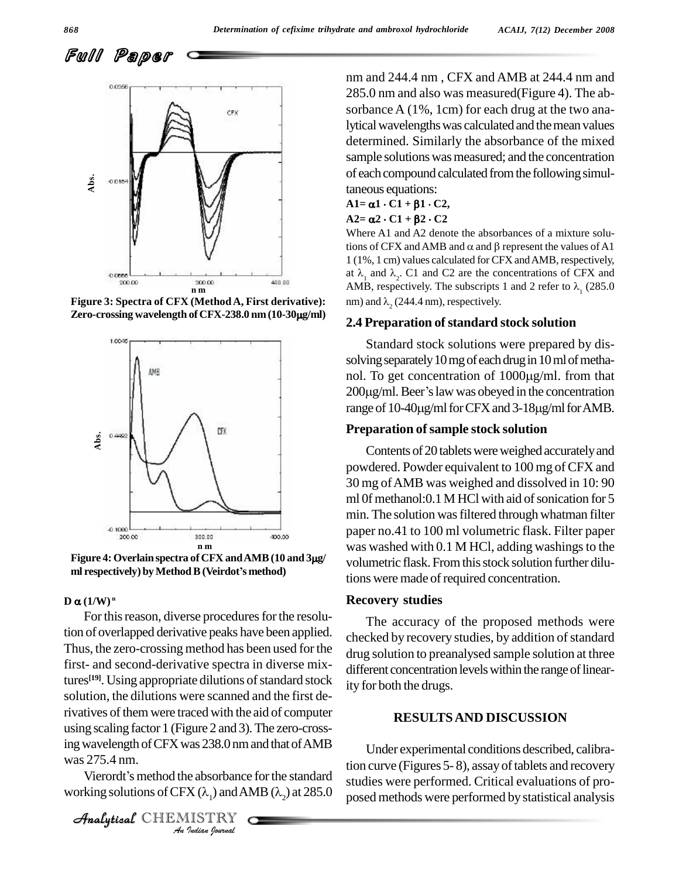Figure 3: Spectra of CFX (Method A, First derivative): Zero-crossing wavelength of CFX-238.0 nm (10-30μg/ml)

Figure 4: Overlain spectra of CFX and AMB (10 and 3μg/ml respectively) by Method B (Veirdot's method)

$D \alpha (1/W)^n$

For this reason, diverse procedures for the resolution of overlapped derivative peaks have been applied. Thus, the zero-crossing method has been used for the first- and second-derivative spectra in diverse mixtures[19]. Using appropriate dilutions of standard stock solution, the dilutions were scanned and the first derivatives of them were traced with the aid of computer using scaling factor 1 (Figure 2 and 3). The zero-crossing wavelength of CFX was 238.0 nm and that of AMB was 275.4 nm.

Vierordt's method the absorbance for the standard working solutions of CFX ($\lambda_1$) and AMB ($\lambda_2$) at 285.0 nm and 244.4 nm , CFX and AMB at 244.4 nm and 285.0 nm and also was measured(Figure 4). The absorbance A (1%, 1cm) for each drug at the two analytical wavelengths was calculated and the mean values determined. Similarly the absorbance of the mixed sample solutions was measured; and the concentration of each compound calculated from the following simultaneous equations:

$$A1 = \alpha 1 \cdot C1 + \beta 1 \cdot C2,$$

$$A2 = \alpha 2 \cdot C1 + \beta 2 \cdot C2$$

Where A1 and A2 denote the absorbances of a mixture solutions of CFX and AMB and $\alpha$ and $\beta$ represent the values of A1 1 (1%, 1 cm) values calculated for CFX and AMB, respectively, at $\lambda_1$ and $\lambda_2$. C1 and C2 are the concentrations of CFX and AMB, respectively. The subscripts 1 and 2 refer to $\lambda_1$ (285.0 nm) and $\lambda_2$ (244.4 nm), respectively.

## 2.4 Preparation of standard stock solution

Standard stock solutions were prepared by dissolving separately 10 mg of each drug in 10 ml of methanol. To get concentration of 1000μg/ml. from that 200μg/ml. Beer's law was obeyed in the concentration range of 10-40μg/ml for CFX and 3-18μg/ml for AMB.

### Preparation of sample stock solution

Contents of 20 tablets were weighed accurately and powdered. Powder equivalent to 100 mg of CFX and 30 mg of AMB was weighed and dissolved in 10: 90 ml 0f methanol:0.1 M HCl with aid of sonication for 5 min. The solution was filtered through whatman filter paper no.41 to 100 ml volumetric flask. Filter paper was washed with 0.1 M HCl, adding washings to the volumetric flask. From this stock solution further dilutions were made of required concentration.

### Recovery studies

The accuracy of the proposed methods were checked by recovery studies, by addition of standard drug solution to preanalysed sample solution at three different concentration levels within the range of linearity for both the drugs.

## RESULTS AND DISCUSSION

Under experimental conditions described, calibration curve (Figures 5- 8), assay of tablets and recovery studies were performed. Critical evaluations of proposed methods were performed by statistical analysis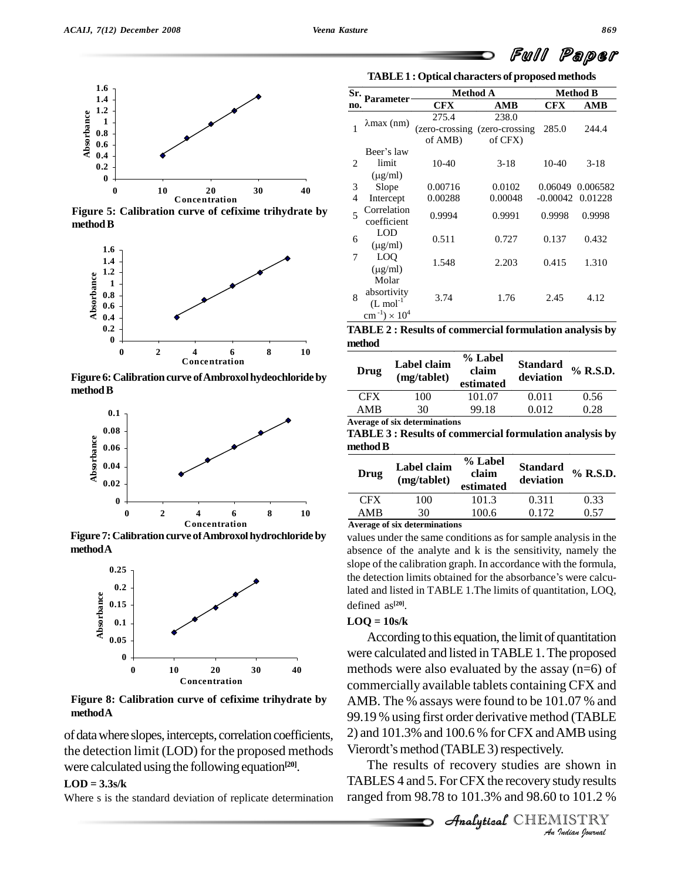Figure 5: Calibration curve of cefixime trihydrate by method B

Figure 6: Calibration curve of Ambroxol hydeochloride by method B

Figure 7: Calibration curve of Ambroxol hydrochloride by method A

Figure 8: Calibration curve of cefixime trihydrate by method A

of data where slopes, intercepts, correlation coefficients, the detection limit (LOD) for the proposed methods were calculated using the following equation[20].

**LOD = 3.3s/k**

Where s is the standard deviation of replicate determination values under the same conditions as for sample analysis in the absence of the analyte and k is the sensitivity, namely the slope of the calibration graph. In accordance with the formula, the detection limits obtained for the absorbance's were calculated and listed in TABLE 1. The limits of quantitation, LOQ, defined as[20].

**LOQ = 10s/k**

According to this equation, the limit of quantitation were calculated and listed in TABLE 1. The proposed methods were also evaluated by the assay (n=6) of commercially available tablets containing CFX and AMB. The % assays were found to be 101.07 % and 99.19 % using first order derivative method (TABLE 2) and 101.3% and 100.6 % for CFX and AMB using Vierordt's method (TABLE 3) respectively.

The results of recovery studies are shown in TABLES 4 and 5. For CFX the recovery study results ranged from 98.78 to 101.3% and 98.60 to 101.2 %

**TABLE 1 : Optical characters of proposed methods**

| Sr. no. | Parameter | Method A | | Method B | |
|---|---|---|---|---|---|
| | | CFX | AMB | CFX | AMB |
| 1 | λmax (nm) | 275.4 (zero-crossing of AMB) | 238.0 (zero-crossing of CFX) | 285.0 | 244.4 |
| 2 | Beer's law limit (μg/ml) | 10-40 | 3-18 | 10-40 | 3-18 |
| 3 | Slope | 0.00716 | 0.0102 | 0.06049 | 0.006582 |
| 4 | Intercept | 0.00288 | 0.00048 | -0.00042 | 0.01228 |
| 5 | Correlation coefficient | 0.9994 | 0.9991 | 0.9998 | 0.9998 |
| 6 | LOD (μg/ml) | 0.511 | 0.727 | 0.137 | 0.432 |
| 7 | LOQ (μg/ml) | 1.548 | 2.203 | 0.415 | 1.310 |
| 8 | Molar absortivity (L $mol^{-1}$ $cm^{-1}$) × $10^4$ | 3.74 | 1.76 | 2.45 | 4.12 |

**TABLE 2 : Results of commercial formulation analysis by method**

| Drug | Label claim (mg/tablet) | % Label claim estimated | Standard deviation | % R.S.D. |
|---|---|---|---|---|
| CFX | 100 | 101.07 | 0.011 | 0.56 |
| AMB | 30 | 99.18 | 0.012 | 0.28 |

Average of six determinations

**TABLE 3 : Results of commercial formulation analysis by method B**

| Drug | Label claim (mg/tablet) | % Label claim estimated | Standard deviation | % R.S.D. |
|---|---|---|---|---|
| CFX | 100 | 101.3 | 0.311 | 0.33 |
| AMB | 30 | 100.6 | 0.172 | 0.57 |

Average of six determinations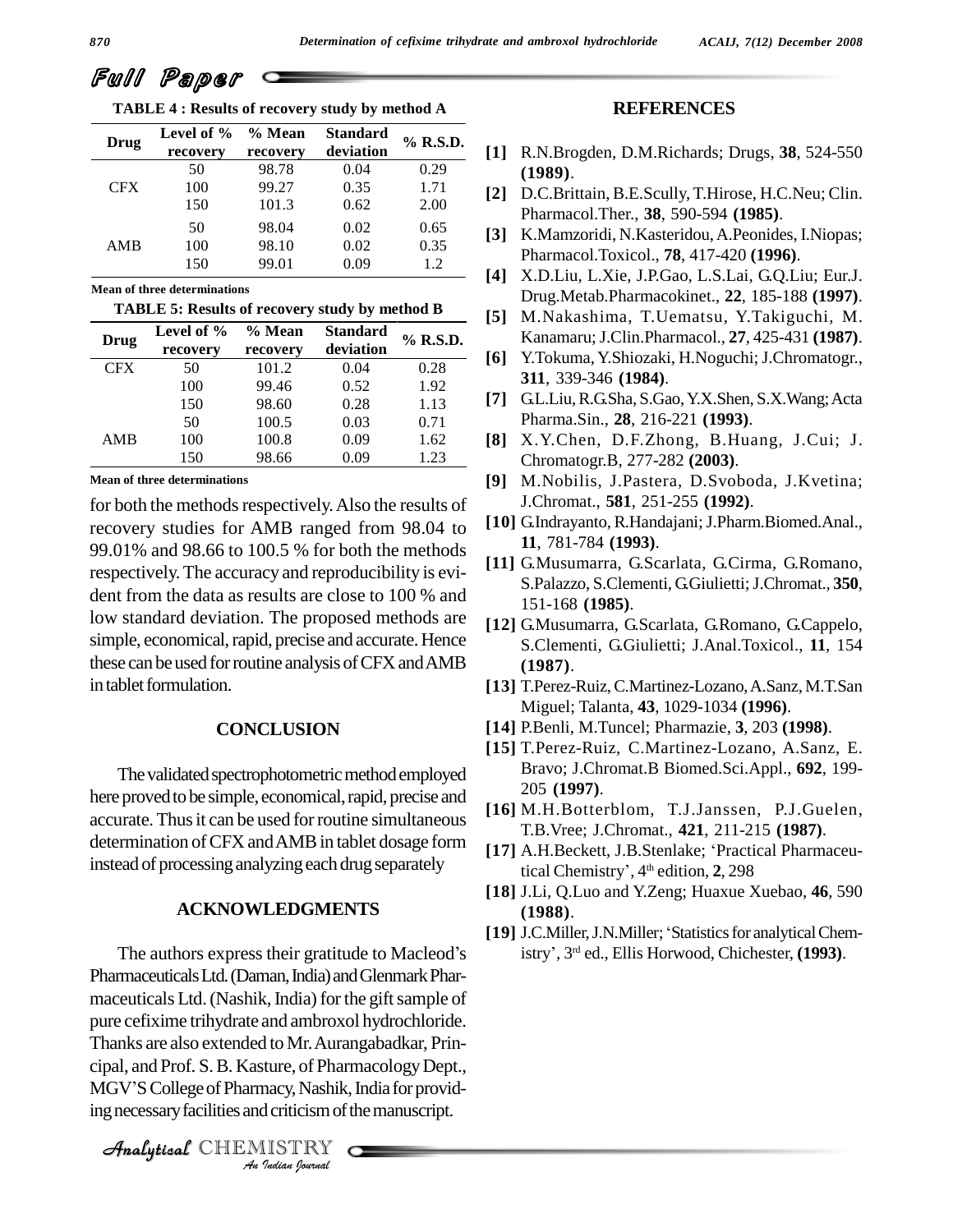**TABLE 4 : Results of recovery study by method A**

| Drug | Level of % recovery | % Mean recovery | Standard deviation | % R.S.D. |
|---|---|---|---|---|
| CFX | 50 | 98.78 | 0.04 | 0.29 |
| | 100 | 99.27 | 0.35 | 1.71 |
| | 150 | 101.3 | 0.62 | 2.00 |
| AMB | 50 | 98.04 | 0.02 | 0.65 |
| | 100 | 98.10 | 0.02 | 0.35 |
| | 150 | 99.01 | 0.09 | 1.2 |

**Mean of three determinations**

**TABLE 5: Results of recovery study by method B**

| Drug | Level of % recovery | % Mean recovery | Standard deviation | % R.S.D. |
|---|---|---|---|---|
| CFX | 50 | 101.2 | 0.04 | 0.28 |
| | 100 | 99.46 | 0.52 | 1.92 |
| | 150 | 98.60 | 0.28 | 1.13 |
| AMB | 50 | 100.5 | 0.03 | 0.71 |
| | 100 | 100.8 | 0.09 | 1.62 |
| | 150 | 98.66 | 0.09 | 1.23 |

**Mean of three determinations**

for both the methods respectively. Also the results of recovery studies for AMB ranged from 98.04 to 99.01% and 98.66 to 100.5 % for both the methods respectively. The accuracy and reproducibility is evident from the data as results are close to 100 % and low standard deviation. The proposed methods are simple, economical, rapid, precise and accurate. Hence these can be used for routine analysis of CFX and AMB in tablet formulation.

## CONCLUSION

The validated spectrophotometric method employed here proved to be simple, economical, rapid, precise and accurate. Thus it can be used for routine simultaneous determination of CFX and AMB in tablet dosage form instead of processing analyzing each drug separately

## ACKNOWLEDGMENTS

The authors express their gratitude to Macleod's Pharmaceuticals Ltd. (Daman, India) and Glenmark Pharmaceuticals Ltd. (Nashik, India) for the gift sample of pure cefixime trihydrate and ambroxol hydrochloride. Thanks are also extended to Mr. Aurangabadkar, Principal, and Prof. S. B. Kasture, of Pharmacology Dept., MGV'S College of Pharmacy, Nashik, India for providing necessary facilities and criticism of the manuscript.

## REFERENCES

[1] R.N.Brogden, D.M.Richards; Drugs, **38**, 524-550 **(1989)**.

[2] D.C.Brittain, B.E.Scully, T.Hirose, H.C.Neu; Clin. Pharmacol.Ther., **38**, 590-594 **(1985)**.

[3] K.Mamzoridi, N.Kasteridou, A.Peonides, I.Niopas; Pharmacol.Toxicol., **78**, 417-420 **(1996)**.

[4] X.D.Liu, L.Xie, J.P.Gao, L.S.Lai, G.Q.Liu; Eur.J. Drug.Metab.Pharmacokinet., **22**, 185-188 **(1997)**.

[5] M.Nakashima, T.Uematsu, Y.Takiguchi, M. Kanamaru; J.Clin.Pharmacol., **27**, 425-431 **(1987)**.

[6] Y.Tokuma, Y.Shiozaki, H.Noguchi; J.Chromatogr., **311**, 339-346 **(1984)**.

[7] G.L.Liu, R.G.Sha, S.Gao, Y.X.Shen, S.X.Wang; Acta Pharma.Sin., **28**, 216-221 **(1993)**.

[8] X.Y.Chen, D.F.Zhong, B.Huang, J.Cui; J. Chromatogr.B, 277-282 **(2003)**.

[9] M.Nobilis, J.Pastera, D.Svoboda, J.Kvetina; J.Chromat., **581**, 251-255 **(1992)**.

[10] G.Indrayanto, R.Handajani; J.Pharm.Biomed.Anal., **11**, 781-784 **(1993)**.

[11] G.Musumarra, G.Scarlata, G.Cirma, G.Romano, S.Palazzo, S.Clementi, G.Giulietti; J.Chromat., **350**, 151-168 **(1985)**.

[12] G.Musumarra, G.Scarlata, G.Romano, G.Cappelo, S.Clementi, G.Giulietti; J.Anal.Toxicol., **11**, 154 **(1987)**.

[13] T.Perez-Ruiz, C.Martinez-Lozano, A.Sanz, M.T.San Miguel; Talanta, **43**, 1029-1034 **(1996)**.

[14] P.Benli, M.Tuncel; Pharmazie, **3**, 203 **(1998)**.

[15] T.Perez-Ruiz, C.Martinez-Lozano, A.Sanz, E. Bravo; J.Chromat.B Biomed.Sci.Appl., **692**, 199-205 **(1997)**.

[16] M.H.Botterblom, T.J.Janssen, P.J.Guelen, T.B.Vree; J.Chromat., **421**, 211-215 **(1987)**.

[17] A.H.Beckett, J.B.Stenlake; 'Practical Pharmaceutical Chemistry', 4th edition, **2**, 298

[18] J.Li, Q.Luo and Y.Zeng; Huaxue Xuebao, **46**, 590 **(1988)**.

[19] J.C.Miller, J.N.Miller; 'Statistics for analytical Chemistry', 3rd ed., Ellis Horwood, Chichester, **(1993)**.